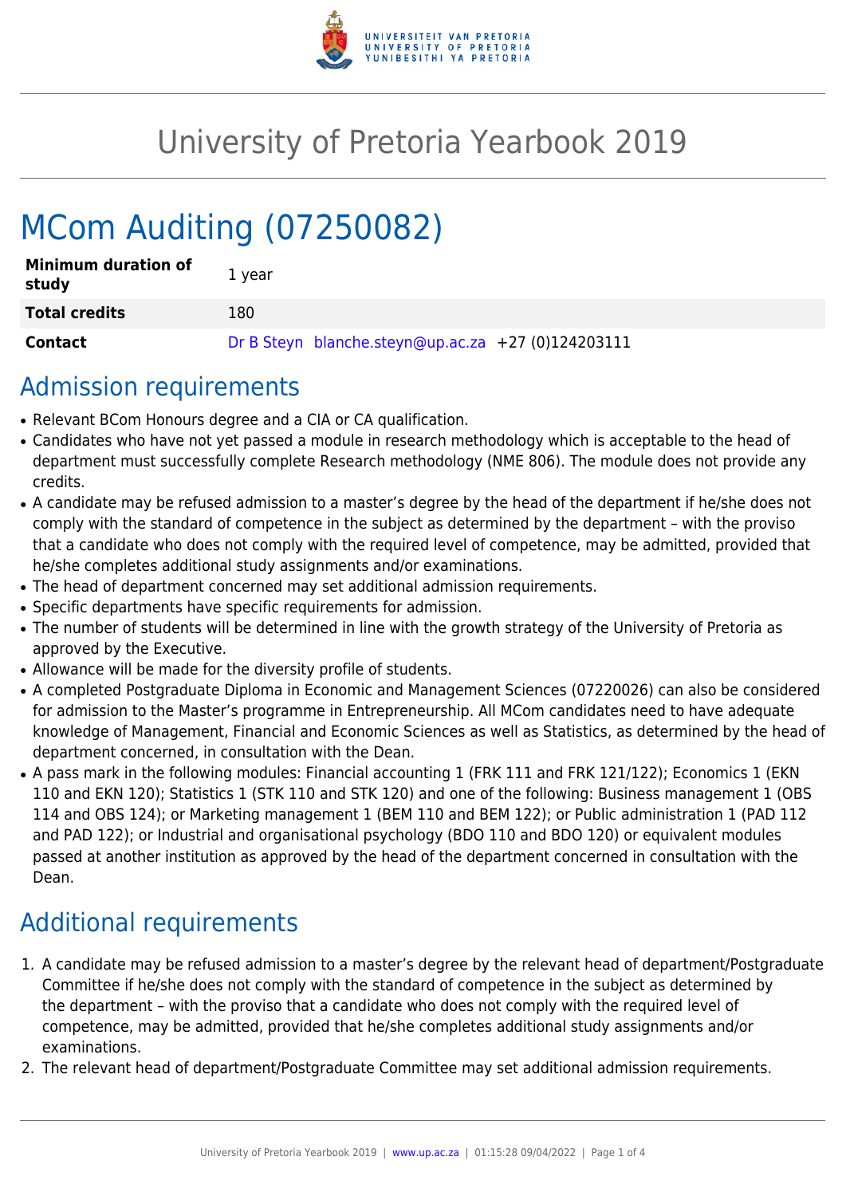# University of Pretoria Yearbook 2019

# MCom Auditing (07250082)

| | |
|---|---|
| **Minimum duration of study** | 1 year |
| **Total credits** | 180 |
| **Contact** | Dr B Steyn blanche.steyn@up.ac.za +27 (0)124203111 |

## Admission requirements

- Relevant BCom Honours degree and a CIA or CA qualification.
- Candidates who have not yet passed a module in research methodology which is acceptable to the head of department must successfully complete Research methodology (NME 806). The module does not provide any credits.
- A candidate may be refused admission to a master's degree by the head of the department if he/she does not comply with the standard of competence in the subject as determined by the department – with the proviso that a candidate who does not comply with the required level of competence, may be admitted, provided that he/she completes additional study assignments and/or examinations.
- The head of department concerned may set additional admission requirements.
- Specific departments have specific requirements for admission.
- The number of students will be determined in line with the growth strategy of the University of Pretoria as approved by the Executive.
- Allowance will be made for the diversity profile of students.
- A completed Postgraduate Diploma in Economic and Management Sciences (07220026) can also be considered for admission to the Master's programme in Entrepreneurship. All MCom candidates need to have adequate knowledge of Management, Financial and Economic Sciences as well as Statistics, as determined by the head of department concerned, in consultation with the Dean.
- A pass mark in the following modules: Financial accounting 1 (FRK 111 and FRK 121/122); Economics 1 (EKN 110 and EKN 120); Statistics 1 (STK 110 and STK 120) and one of the following: Business management 1 (OBS 114 and OBS 124); or Marketing management 1 (BEM 110 and BEM 122); or Public administration 1 (PAD 112 and PAD 122); or Industrial and organisational psychology (BDO 110 and BDO 120) or equivalent modules passed at another institution as approved by the head of the department concerned in consultation with the Dean.

## Additional requirements

1. A candidate may be refused admission to a master's degree by the relevant head of department/Postgraduate Committee if he/she does not comply with the standard of competence in the subject as determined by the department – with the proviso that a candidate who does not comply with the required level of competence, may be admitted, provided that he/she completes additional study assignments and/or examinations.
2. The relevant head of department/Postgraduate Committee may set additional admission requirements.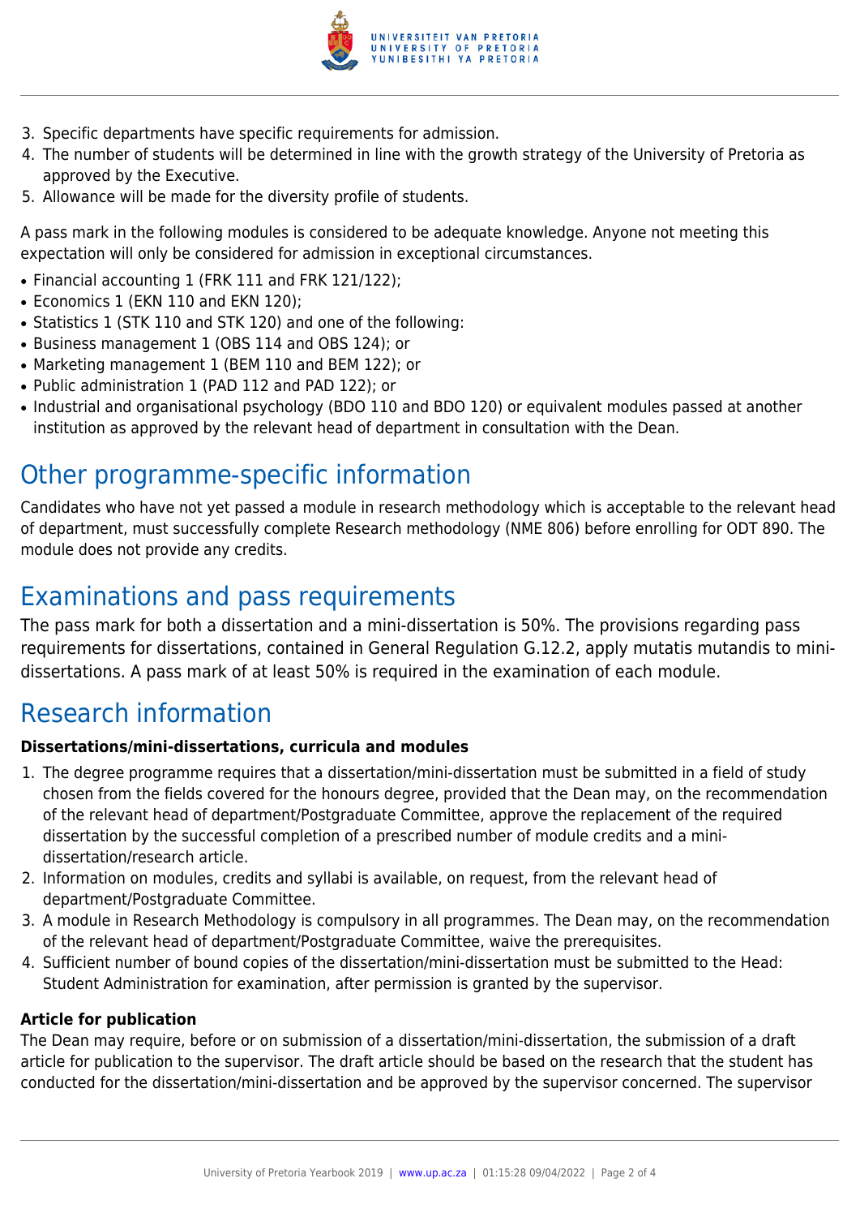3. Specific departments have specific requirements for admission.
4. The number of students will be determined in line with the growth strategy of the University of Pretoria as approved by the Executive.
5. Allowance will be made for the diversity profile of students.

A pass mark in the following modules is considered to be adequate knowledge. Anyone not meeting this expectation will only be considered for admission in exceptional circumstances.

- Financial accounting 1 (FRK 111 and FRK 121/122);
- Economics 1 (EKN 110 and EKN 120);
- Statistics 1 (STK 110 and STK 120) and one of the following:
- Business management 1 (OBS 114 and OBS 124); or
- Marketing management 1 (BEM 110 and BEM 122); or
- Public administration 1 (PAD 112 and PAD 122); or
- Industrial and organisational psychology (BDO 110 and BDO 120) or equivalent modules passed at another institution as approved by the relevant head of department in consultation with the Dean.

# Other programme-specific information

Candidates who have not yet passed a module in research methodology which is acceptable to the relevant head of department, must successfully complete Research methodology (NME 806) before enrolling for ODT 890. The module does not provide any credits.

# Examinations and pass requirements

The pass mark for both a dissertation and a mini-dissertation is 50%. The provisions regarding pass requirements for dissertations, contained in General Regulation G.12.2, apply mutatis mutandis to mini-dissertations. A pass mark of at least 50% is required in the examination of each module.

# Research information

**Dissertations/mini-dissertations, curricula and modules**

1. The degree programme requires that a dissertation/mini-dissertation must be submitted in a field of study chosen from the fields covered for the honours degree, provided that the Dean may, on the recommendation of the relevant head of department/Postgraduate Committee, approve the replacement of the required dissertation by the successful completion of a prescribed number of module credits and a mini-dissertation/research article.
2. Information on modules, credits and syllabi is available, on request, from the relevant head of department/Postgraduate Committee.
3. A module in Research Methodology is compulsory in all programmes. The Dean may, on the recommendation of the relevant head of department/Postgraduate Committee, waive the prerequisites.
4. Sufficient number of bound copies of the dissertation/mini-dissertation must be submitted to the Head: Student Administration for examination, after permission is granted by the supervisor.

**Article for publication**

The Dean may require, before or on submission of a dissertation/mini-dissertation, the submission of a draft article for publication to the supervisor. The draft article should be based on the research that the student has conducted for the dissertation/mini-dissertation and be approved by the supervisor concerned. The supervisor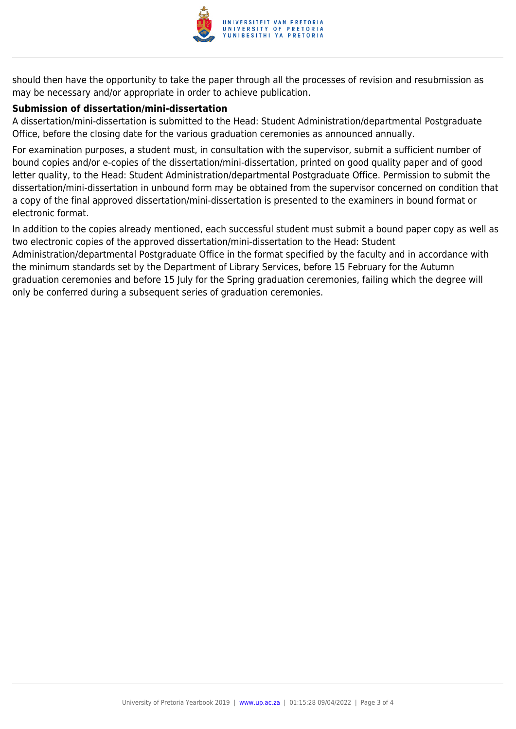should then have the opportunity to take the paper through all the processes of revision and resubmission as may be necessary and/or appropriate in order to achieve publication.

**Submission of dissertation/mini-dissertation**

A dissertation/mini-dissertation is submitted to the Head: Student Administration/departmental Postgraduate Office, before the closing date for the various graduation ceremonies as announced annually.

For examination purposes, a student must, in consultation with the supervisor, submit a sufficient number of bound copies and/or e-copies of the dissertation/mini-dissertation, printed on good quality paper and of good letter quality, to the Head: Student Administration/departmental Postgraduate Office. Permission to submit the dissertation/mini-dissertation in unbound form may be obtained from the supervisor concerned on condition that a copy of the final approved dissertation/mini-dissertation is presented to the examiners in bound format or electronic format.

In addition to the copies already mentioned, each successful student must submit a bound paper copy as well as two electronic copies of the approved dissertation/mini-dissertation to the Head: Student Administration/departmental Postgraduate Office in the format specified by the faculty and in accordance with the minimum standards set by the Department of Library Services, before 15 February for the Autumn graduation ceremonies and before 15 July for the Spring graduation ceremonies, failing which the degree will only be conferred during a subsequent series of graduation ceremonies.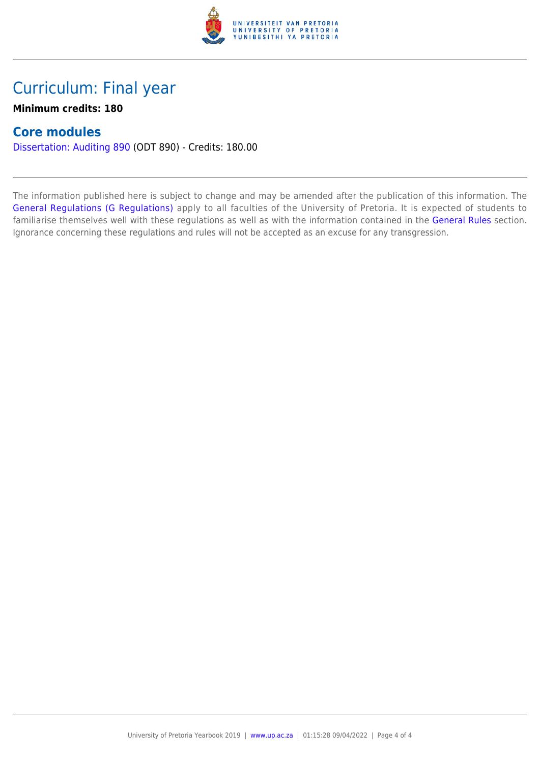## Curriculum: Final year

**Minimum credits: 180**

### Core modules

Dissertation: Auditing 890 (ODT 890) - Credits: 180.00

The information published here is subject to change and may be amended after the publication of this information. The General Regulations (G Regulations) apply to all faculties of the University of Pretoria. It is expected of students to familiarise themselves well with these regulations as well as with the information contained in the General Rules section. Ignorance concerning these regulations and rules will not be accepted as an excuse for any transgression.